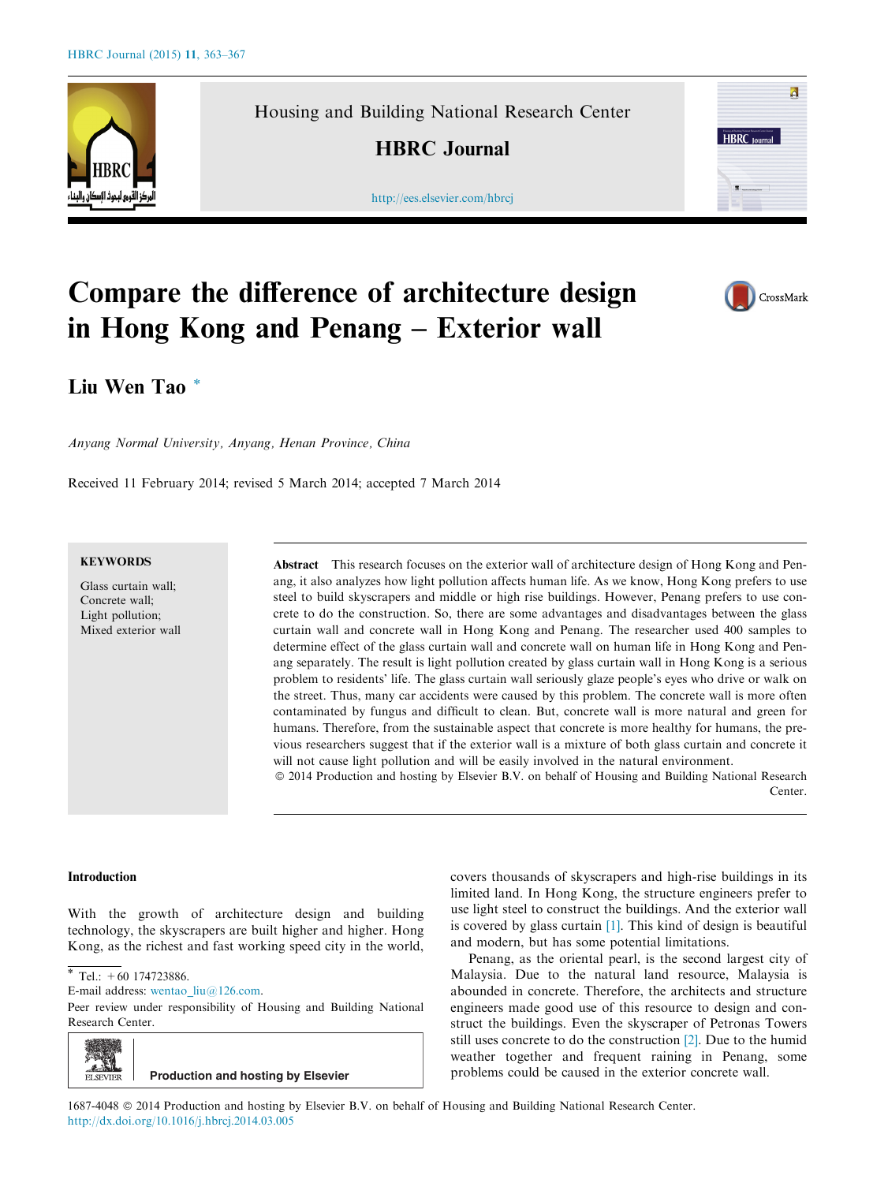# Compare the difference of architecture design in Hong Kong and Penang – Exterior wall

**Liu Wen Tao** *

*Anyang Normal University, Anyang, Henan Province, China*

Received 11 February 2014; revised 5 March 2014; accepted 7 March 2014

**KEYWORDS**

Glass curtain wall;
Concrete wall;
Light pollution;
Mixed exterior wall

**Abstract** This research focuses on the exterior wall of architecture design of Hong Kong and Penang, it also analyzes how light pollution affects human life. As we know, Hong Kong prefers to use steel to build skyscrapers and middle or high rise buildings. However, Penang prefers to use concrete to do the construction. So, there are some advantages and disadvantages between the glass curtain wall and concrete wall in Hong Kong and Penang. The researcher used 400 samples to determine effect of the glass curtain wall and concrete wall on human life in Hong Kong and Penang separately. The result is light pollution created by glass curtain wall in Hong Kong is a serious problem to residents' life. The glass curtain wall seriously glaze people's eyes who drive or walk on the street. Thus, many car accidents were caused by this problem. The concrete wall is more often contaminated by fungus and difficult to clean. But, concrete wall is more natural and green for humans. Therefore, from the sustainable aspect that concrete is more healthy for humans, the previous researchers suggest that if the exterior wall is a mixture of both glass curtain and concrete it will not cause light pollution and will be easily involved in the natural environment.

© 2014 Production and hosting by Elsevier B.V. on behalf of Housing and Building National Research Center.

## Introduction

With the growth of architecture design and building technology, the skyscrapers are built higher and higher. Hong Kong, as the richest and fast working speed city in the world, covers thousands of skyscrapers and high-rise buildings in its limited land. In Hong Kong, the structure engineers prefer to use light steel to construct the buildings. And the exterior wall is covered by glass curtain [1]. This kind of design is beautiful and modern, but has some potential limitations.

Penang, as the oriental pearl, is the second largest city of Malaysia. Due to the natural land resource, Malaysia is abounded in concrete. Therefore, the architects and structure engineers made good use of this resource to design and construct the buildings. Even the skyscraper of Petronas Towers still uses concrete to do the construction [2]. Due to the humid weather together and frequent raining in Penang, some problems could be caused in the exterior concrete wall.

* Tel.: +60 174723886.
E-mail address: wentao_liu@126.com.

Peer review under responsibility of Housing and Building National Research Center.

Production and hosting by Elsevier

1687-4048 © 2014 Production and hosting by Elsevier B.V. on behalf of Housing and Building National Research Center.
http://dx.doi.org/10.1016/j.hbrcj.2014.03.005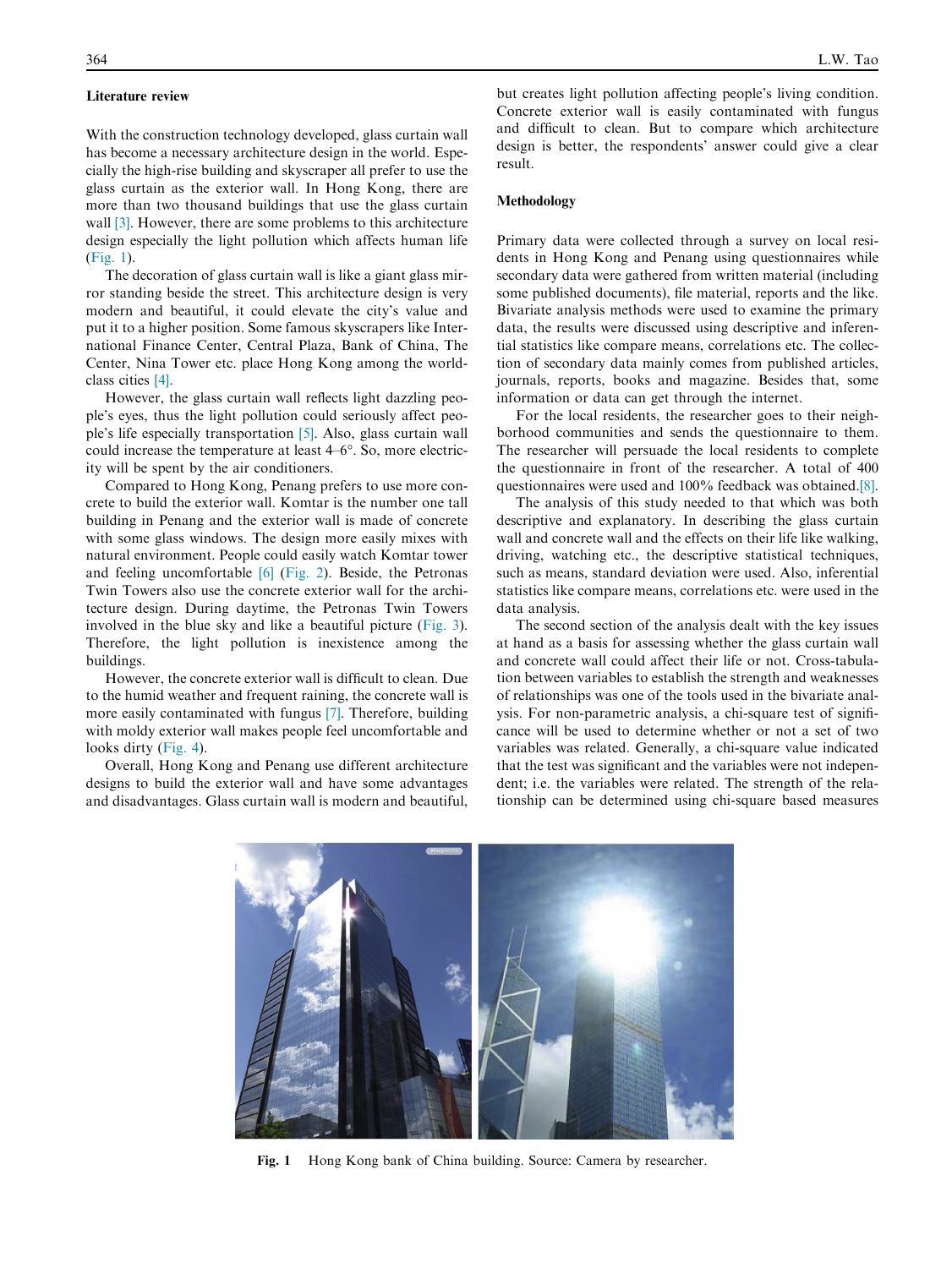### Literature review

With the construction technology developed, glass curtain wall has become a necessary architecture design in the world. Especially the high-rise building and skyscraper all prefer to use the glass curtain as the exterior wall. In Hong Kong, there are more than two thousand buildings that use the glass curtain wall [3]. However, there are some problems to this architecture design especially the light pollution which affects human life (Fig. 1).

The decoration of glass curtain wall is like a giant glass mirror standing beside the street. This architecture design is very modern and beautiful, it could elevate the city's value and put it to a higher position. Some famous skyscrapers like International Finance Center, Central Plaza, Bank of China, The Center, Nina Tower etc. place Hong Kong among the world-class cities [4].

However, the glass curtain wall reflects light dazzling people's eyes, thus the light pollution could seriously affect people's life especially transportation [5]. Also, glass curtain wall could increase the temperature at least 4–6°. So, more electricity will be spent by the air conditioners.

Compared to Hong Kong, Penang prefers to use more concrete to build the exterior wall. Komtar is the number one tall building in Penang and the exterior wall is made of concrete with some glass windows. The design more easily mixes with natural environment. People could easily watch Komtar tower and feeling uncomfortable [6] (Fig. 2). Beside, the Petronas Twin Towers also use the concrete exterior wall for the architecture design. During daytime, the Petronas Twin Towers involved in the blue sky and like a beautiful picture (Fig. 3). Therefore, the light pollution is inexistence among the buildings.

However, the concrete exterior wall is difficult to clean. Due to the humid weather and frequent raining, the concrete wall is more easily contaminated with fungus [7]. Therefore, building with moldy exterior wall makes people feel uncomfortable and looks dirty (Fig. 4).

Overall, Hong Kong and Penang use different architecture designs to build the exterior wall and have some advantages and disadvantages. Glass curtain wall is modern and beautiful, but creates light pollution affecting people's living condition. Concrete exterior wall is easily contaminated with fungus and difficult to clean. But to compare which architecture design is better, the respondents' answer could give a clear result.

### Methodology

Primary data were collected through a survey on local residents in Hong Kong and Penang using questionnaires while secondary data were gathered from written material (including some published documents), file material, reports and the like. Bivariate analysis methods were used to examine the primary data, the results were discussed using descriptive and inferential statistics like compare means, correlations etc. The collection of secondary data mainly comes from published articles, journals, reports, books and magazine. Besides that, some information or data can get through the internet.

For the local residents, the researcher goes to their neighborhood communities and sends the questionnaire to them. The researcher will persuade the local residents to complete the questionnaire in front of the researcher. A total of 400 questionnaires were used and 100% feedback was obtained.[8].

The analysis of this study needed to that which was both descriptive and explanatory. In describing the glass curtain wall and concrete wall and the effects on their life like walking, driving, watching etc., the descriptive statistical techniques, such as means, standard deviation were used. Also, inferential statistics like compare means, correlations etc. were used in the data analysis.

The second section of the analysis dealt with the key issues at hand as a basis for assessing whether the glass curtain wall and concrete wall could affect their life or not. Cross-tabulation between variables to establish the strength and weaknesses of relationships was one of the tools used in the bivariate analysis. For non-parametric analysis, a chi-square test of significance will be used to determine whether or not a set of two variables was related. Generally, a chi-square value indicated that the test was significant and the variables were not independent; i.e. the variables were related. The strength of the relationship can be determined using chi-square based measures

**Fig. 1** Hong Kong bank of China building. Source: Camera by researcher.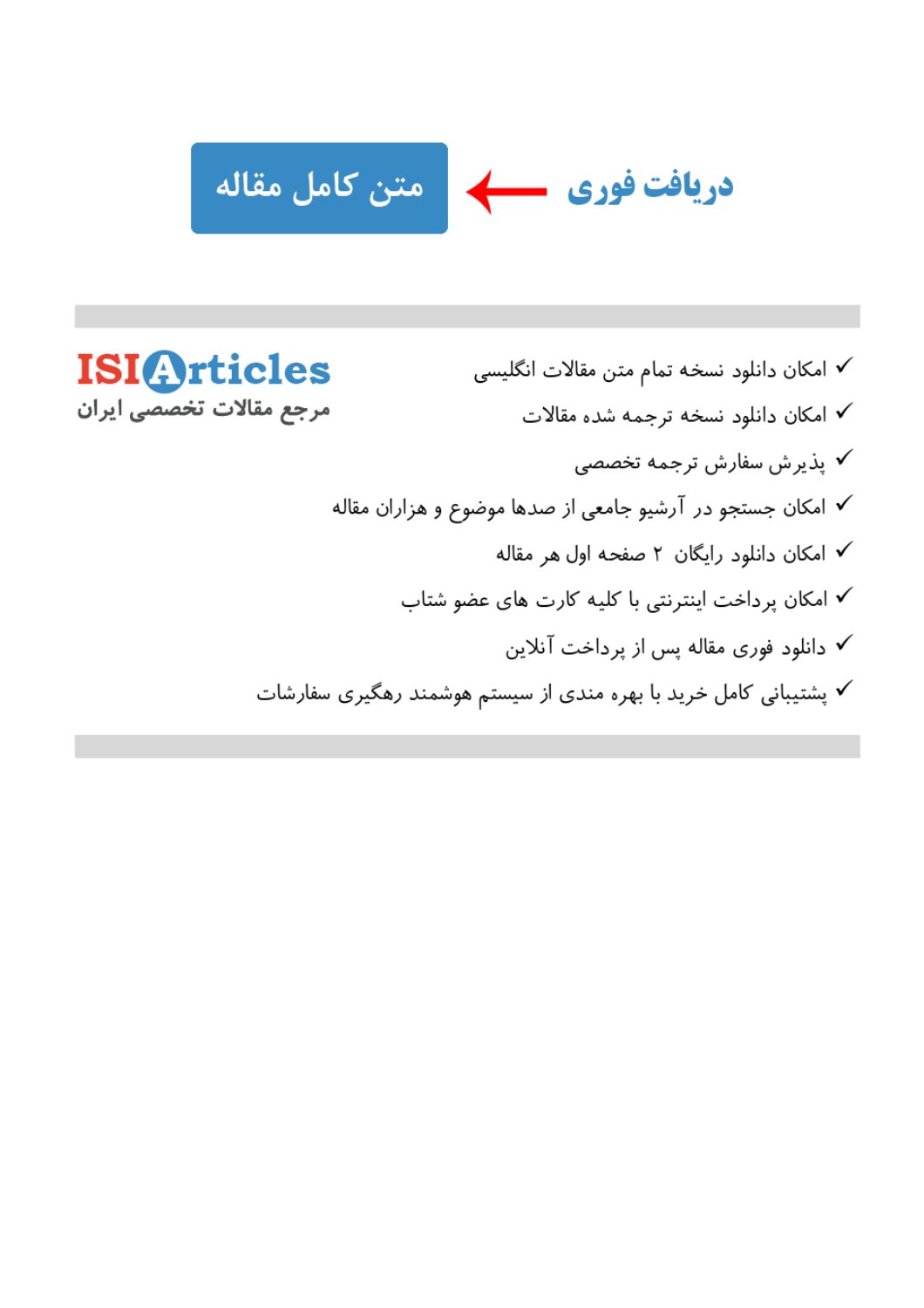دریافت فوری ← متن کامل مقاله

**ISIArticles**
مرجع مقالات تخصصی ایران

- ✓ امکان دانلود نسخه تمام متن مقالات انگلیسی
- ✓ امکان دانلود نسخه ترجمه شده مقالات
- ✓ پذیرش سفارش ترجمه تخصصی
- ✓ امکان جستجو در آرشیو جامعی از صدها موضوع و هزاران مقاله
- ✓ امکان دانلود رایگان ۲ صفحه اول هر مقاله
- ✓ امکان پرداخت اینترنتی با کلیه کارت های عضو شتاب
- ✓ دانلود فوری مقاله پس از پرداخت آنلاین
- ✓ پشتیبانی کامل خرید با بهره مندی از سیستم هوشمند رهگیری سفارشات